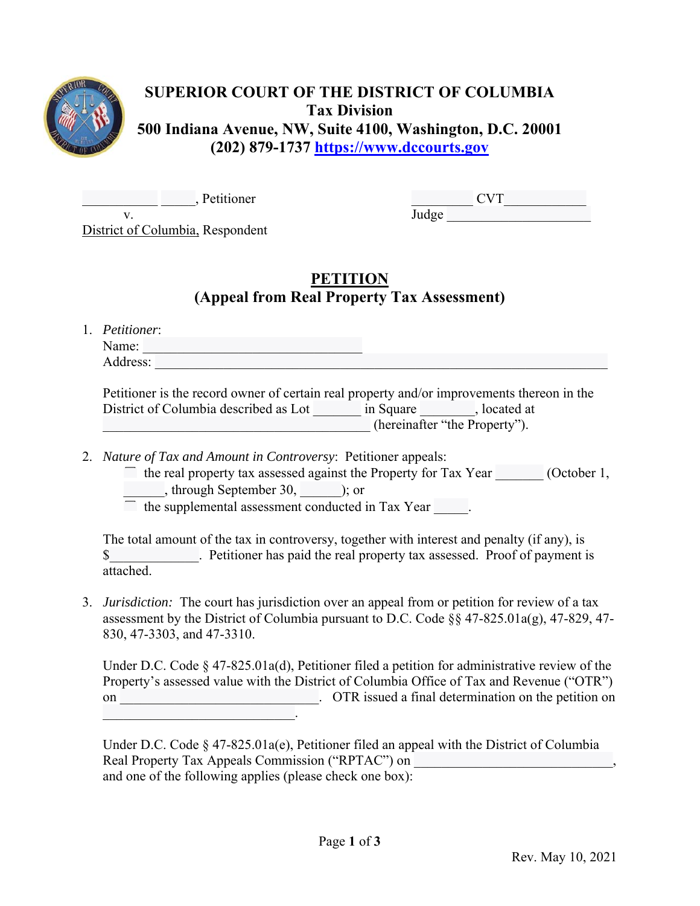# SUPERIOR COURT OF THE DISTRICT OF COLUMBIA
## Tax Division
**500 Indiana Avenue, NW, Suite 4100, Washington, D.C. 20001**
**(202) 879-1737 [https://www.dccourts.gov](https://www.dccourts.gov)**

___________ _____, Petitioner
v.
District of Columbia, Respondent

_________ CVT____________
Judge ______________________

## PETITION
### (Appeal from Real Property Tax Assessment)

1. *Petitioner*:
   Name: ________________________________
   Address: ____________________________________________________________________

   Petitioner is the record owner of certain real property and/or improvements thereon in the District of Columbia described as Lot _______ in Square ________, located at ________________________________________ (hereinafter "the Property").

2. *Nature of Tax and Amount in Controversy*: Petitioner appeals:
   - ☐ the real property tax assessed against the Property for Tax Year _______ (October 1, ______, through September 30, ______); or
   - ☐ the supplemental assessment conducted in Tax Year _____.

   The total amount of the tax in controversy, together with interest and penalty (if any), is $_____________. Petitioner has paid the real property tax assessed. Proof of payment is attached.

3. *Jurisdiction:* The court has jurisdiction over an appeal from or petition for review of a tax assessment by the District of Columbia pursuant to D.C. Code §§ 47-825.01a(g), 47-829, 47-830, 47-3303, and 47-3310.

   Under D.C. Code § 47-825.01a(d), Petitioner filed a petition for administrative review of the Property's assessed value with the District of Columbia Office of Tax and Revenue ("OTR") on ______________________________. OTR issued a final determination on the petition on ______________________________.

   Under D.C. Code § 47-825.01a(e), Petitioner filed an appeal with the District of Columbia Real Property Tax Appeals Commission ("RPTAC") on ______________________________, and one of the following applies (please check one box):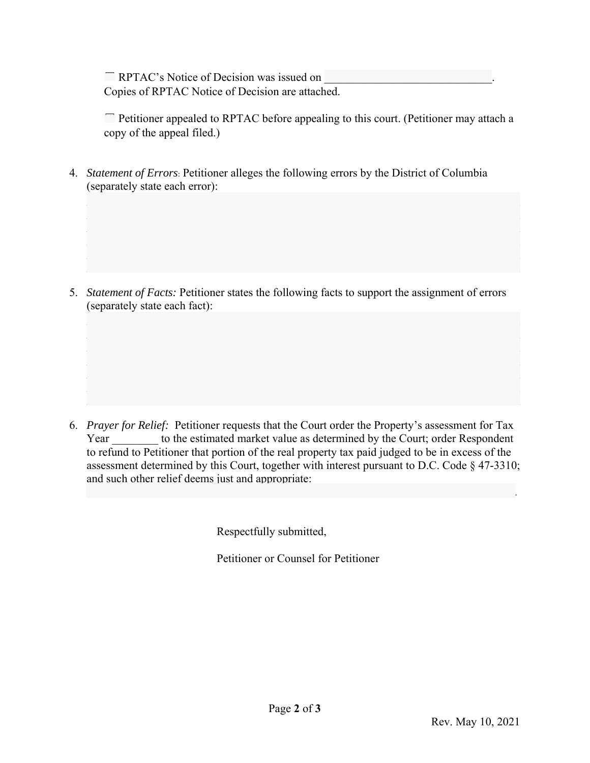☐ RPTAC's Notice of Decision was issued on _____________________________.
Copies of RPTAC Notice of Decision are attached.

☐ Petitioner appealed to RPTAC before appealing to this court. (Petitioner may attach a copy of the appeal filed.)

4. *Statement of Errors*: Petitioner alleges the following errors by the District of Columbia (separately state each error):

5. *Statement of Facts:* Petitioner states the following facts to support the assignment of errors (separately state each fact):

6. *Prayer for Relief:* Petitioner requests that the Court order the Property's assessment for Tax Year ________ to the estimated market value as determined by the Court; order Respondent to refund to Petitioner that portion of the real property tax paid judged to be in excess of the assessment determined by this Court, together with interest pursuant to D.C. Code § 47-3310; and such other relief deems just and appropriate:
_______________________________________________________________________________.

Respectfully submitted,

Petitioner or Counsel for Petitioner

Rev. May 10, 2021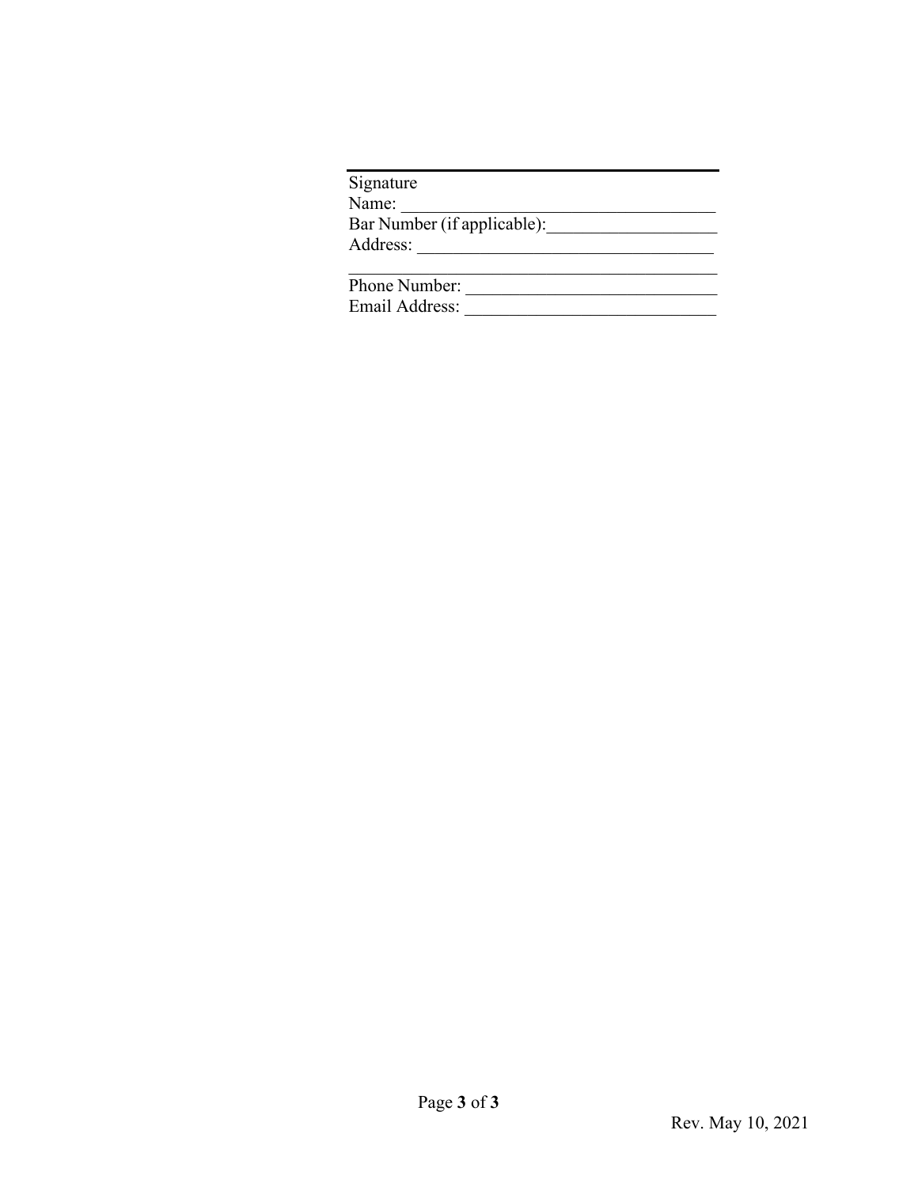\_\_\_\_\_\_\_\_\_\_\_\_\_\_\_\_\_\_\_\_\_\_\_\_\_\_\_\_\_\_\_\_\_\_\_\_\_\_\_\_

Signature
Name: ___________________________________
Bar Number (if applicable):___________________
Address: _________________________________
_________________________________________
Phone Number: ____________________________
Email Address: ____________________________

Rev. May 10, 2021